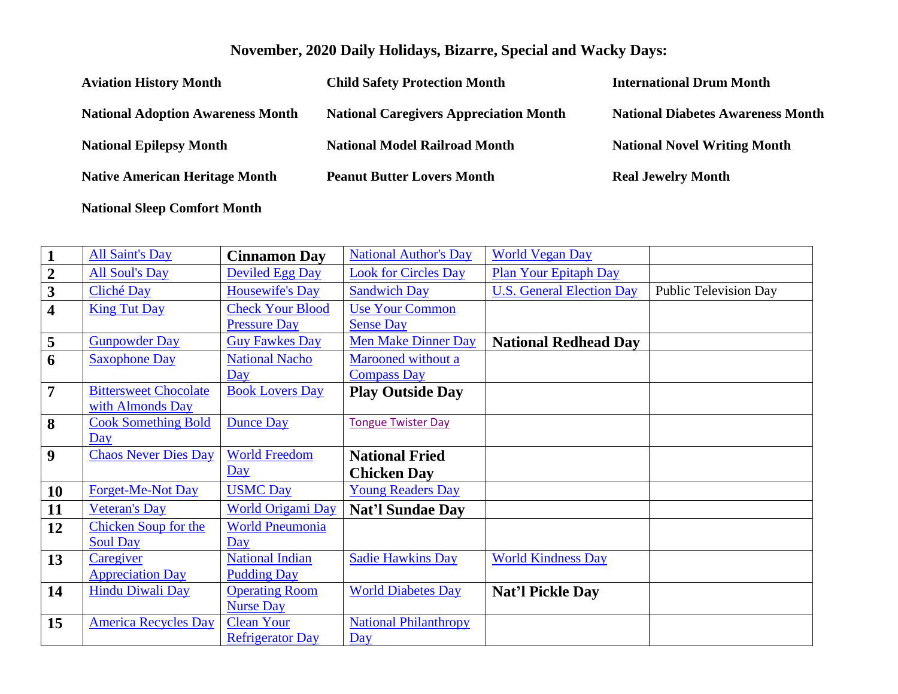# November, 2020 Daily Holidays, Bizarre, Special and Wacky Days:

**Aviation History Month**

**Child Safety Protection Month**

**International Drum Month**

**National Adoption Awareness Month**

**National Caregivers Appreciation Month**

**National Diabetes Awareness Month**

**National Epilepsy Month**

**National Model Railroad Month**

**National Novel Writing Month**

**Native American Heritage Month**

**Peanut Butter Lovers Month**

**Real Jewelry Month**

**National Sleep Comfort Month**

| | | | | | |
|---|---|---|---|---|---|
| **1** | All Saint's Day | **Cinnamon Day** | National Author's Day | World Vegan Day | |
| **2** | All Soul's Day | Deviled Egg Day | Look for Circles Day | Plan Your Epitaph Day | |
| **3** | Cliché Day | Housewife's Day | Sandwich Day | U.S. General Election Day | Public Television Day |
| **4** | King Tut Day | Check Your Blood Pressure Day | Use Your Common Sense Day | | |
| **5** | Gunpowder Day | Guy Fawkes Day | Men Make Dinner Day | **National Redhead Day** | |
| **6** | Saxophone Day | National Nacho Day | Marooned without a Compass Day | | |
| **7** | Bittersweet Chocolate with Almonds Day | Book Lovers Day | **Play Outside Day** | | |
| **8** | Cook Something Bold Day | Dunce Day | Tongue Twister Day | | |
| **9** | Chaos Never Dies Day | World Freedom Day | **National Fried Chicken Day** | | |
| **10** | Forget-Me-Not Day | USMC Day | Young Readers Day | | |
| **11** | Veteran's Day | World Origami Day | **Nat'l Sundae Day** | | |
| **12** | Chicken Soup for the Soul Day | World Pneumonia Day | | | |
| **13** | Caregiver Appreciation Day | National Indian Pudding Day | Sadie Hawkins Day | World Kindness Day | |
| **14** | Hindu Diwali Day | Operating Room Nurse Day | World Diabetes Day | **Nat'l Pickle Day** | |
| **15** | America Recycles Day | Clean Your Refrigerator Day | National Philanthropy Day | | |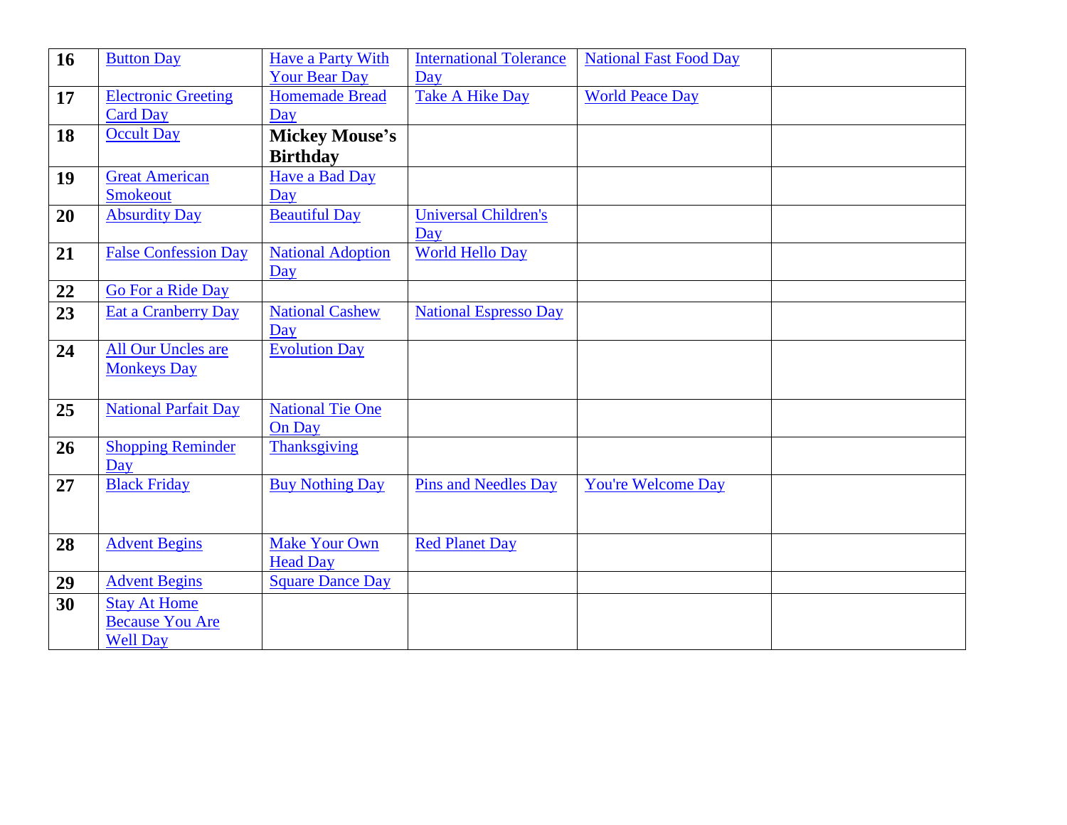| | | | | | |
|---|---|---|---|---|---|
| **16** | Button Day | Have a Party With Your Bear Day | International Tolerance Day | National Fast Food Day | |
| **17** | Electronic Greeting Card Day | Homemade Bread Day | Take A Hike Day | World Peace Day | |
| **18** | Occult Day | **Mickey Mouse's Birthday** | | | |
| **19** | Great American Smokeout | Have a Bad Day | | | |
| **20** | Absurdity Day | Beautiful Day | Universal Children's Day | | |
| **21** | False Confession Day | National Adoption Day | World Hello Day | | |
| **22** | Go For a Ride Day | | | | |
| **23** | Eat a Cranberry Day | National Cashew Day | National Espresso Day | | |
| **24** | All Our Uncles are Monkeys Day | Evolution Day | | | |
| **25** | National Parfait Day | National Tie One On Day | | | |
| **26** | Shopping Reminder Day | Thanksgiving | | | |
| **27** | Black Friday | Buy Nothing Day | Pins and Needles Day | You're Welcome Day | |
| **28** | Advent Begins | Make Your Own Head Day | Red Planet Day | | |
| **29** | Advent Begins | Square Dance Day | | | |
| **30** | Stay At Home Because You Are Well Day | | | | |